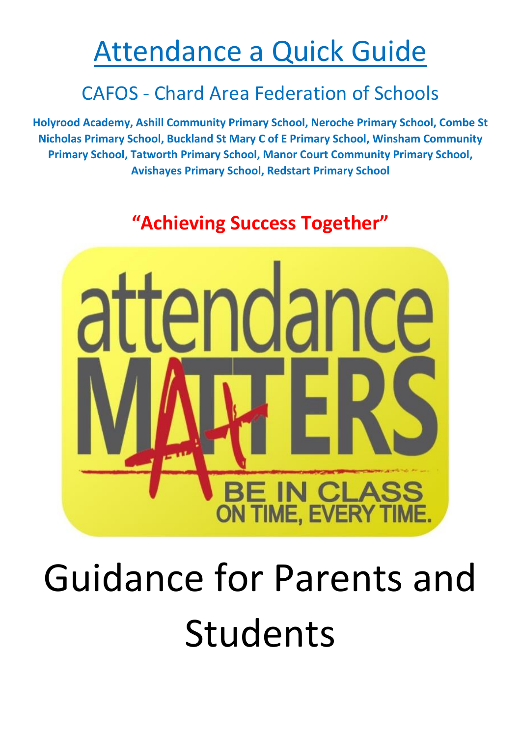# Attendance a Quick Guide

## CAFOS - Chard Area Federation of Schools

**Holyrood Academy, Ashill Community Primary School, Neroche Primary School, Combe St Nicholas Primary School, Buckland St Mary C of E Primary School, Winsham Community Primary School, Tatworth Primary School, Manor Court Community Primary School, Avishayes Primary School, Redstart Primary School**

**"Achieving Success Together"**

attendance MATTERS

BE IN CLASS ON TIME, EVERY TIME.

# Guidance for Parents and Students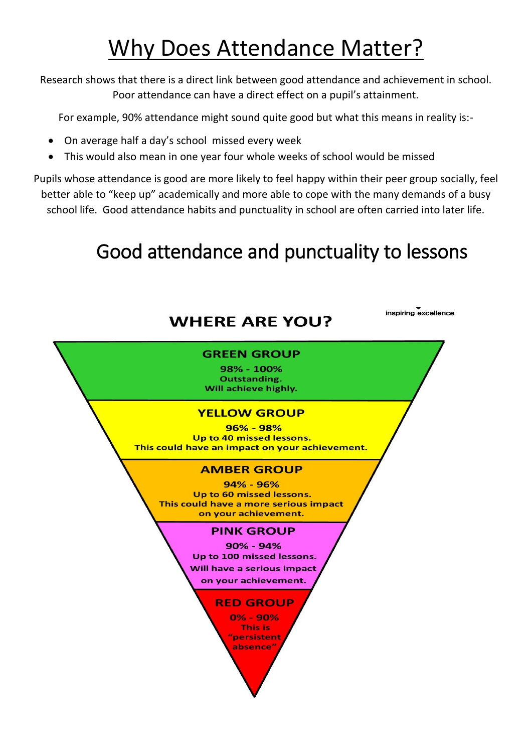# Why Does Attendance Matter?

Research shows that there is a direct link between good attendance and achievement in school. Poor attendance can have a direct effect on a pupil's attainment.

For example, 90% attendance might sound quite good but what this means in reality is:-

- On average half a day's school missed every week
- This would also mean in one year four whole weeks of school would be missed

Pupils whose attendance is good are more likely to feel happy within their peer group socially, feel better able to "keep up" academically and more able to cope with the many demands of a busy school life. Good attendance habits and punctuality in school are often carried into later life.

## Good attendance and punctuality to lessons

inspiring excellence

### WHERE ARE YOU?

**GREEN GROUP**
98% - 100%
Outstanding.
Will achieve highly.

**YELLOW GROUP**
96% - 98%
Up to 40 missed lessons.
This could have an impact on your achievement.

**AMBER GROUP**
94% - 96%
Up to 60 missed lessons.
This could have a more serious impact on your achievement.

**PINK GROUP**
90% - 94%
Up to 100 missed lessons.
Will have a serious impact on your achievement.

**RED GROUP**
0% - 90%
This is "persistent absence"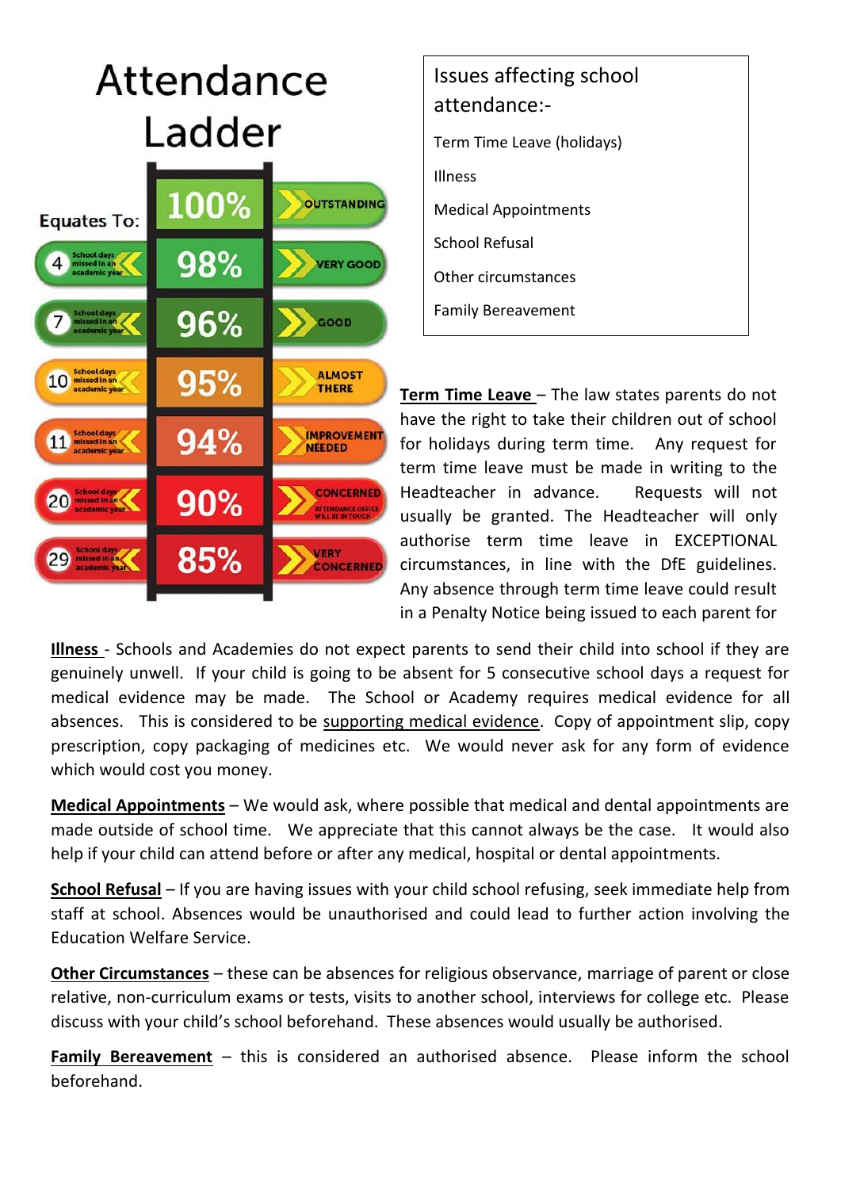# Attendance Ladder

| Equates To: | | |
|---|---|---|
| | 100% | OUTSTANDING |
| 4 School days missed in an academic year | 98% | VERY GOOD |
| 7 School days missed in an academic year | 96% | GOOD |
| 10 School days missed in an academic year | 95% | ALMOST THERE |
| 11 School days missed in an academic year | 94% | IMPROVEMENT NEEDED |
| 20 School days missed in an academic year | 90% | CONCERNED ATTENDANCE OFFICE WILL BE IN TOUCH |
| 29 School days missed in an academic year | 85% | VERY CONCERNED |

Issues affecting school attendance:-

- Term Time Leave (holidays)
- Illness
- Medical Appointments
- School Refusal
- Other circumstances
- Family Bereavement

**Term Time Leave** – The law states parents do not have the right to take their children out of school for holidays during term time. Any request for term time leave must be made in writing to the Headteacher in advance. Requests will not usually be granted. The Headteacher will only authorise term time leave in EXCEPTIONAL circumstances, in line with the DfE guidelines. Any absence through term time leave could result in a Penalty Notice being issued to each parent for

**Illness** - Schools and Academies do not expect parents to send their child into school if they are genuinely unwell. If your child is going to be absent for 5 consecutive school days a request for medical evidence may be made. The School or Academy requires medical evidence for all absences. This is considered to be supporting medical evidence. Copy of appointment slip, copy prescription, copy packaging of medicines etc. We would never ask for any form of evidence which would cost you money.

**Medical Appointments** – We would ask, where possible that medical and dental appointments are made outside of school time. We appreciate that this cannot always be the case. It would also help if your child can attend before or after any medical, hospital or dental appointments.

**School Refusal** – If you are having issues with your child school refusing, seek immediate help from staff at school. Absences would be unauthorised and could lead to further action involving the Education Welfare Service.

**Other Circumstances** – these can be absences for religious observance, marriage of parent or close relative, non-curriculum exams or tests, visits to another school, interviews for college etc. Please discuss with your child's school beforehand. These absences would usually be authorised.

**Family Bereavement** – this is considered an authorised absence. Please inform the school beforehand.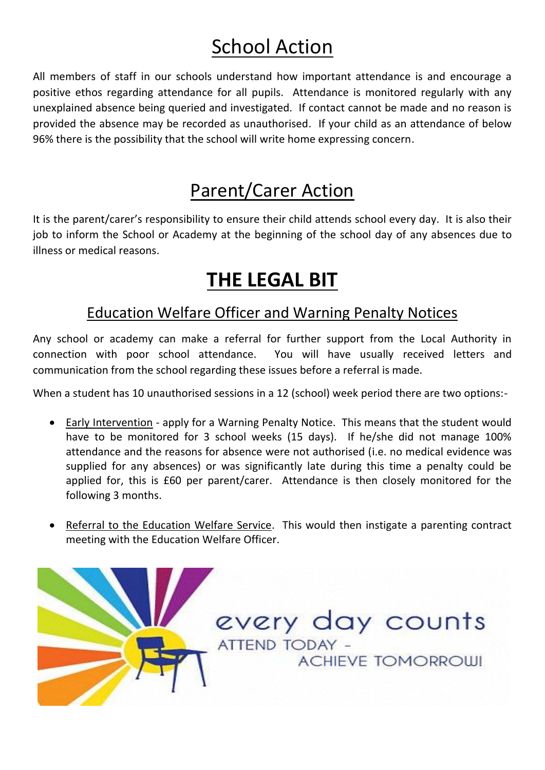# School Action

All members of staff in our schools understand how important attendance is and encourage a positive ethos regarding attendance for all pupils. Attendance is monitored regularly with any unexplained absence being queried and investigated. If contact cannot be made and no reason is provided the absence may be recorded as unauthorised. If your child as an attendance of below 96% there is the possibility that the school will write home expressing concern.

# Parent/Carer Action

It is the parent/carer's responsibility to ensure their child attends school every day. It is also their job to inform the School or Academy at the beginning of the school day of any absences due to illness or medical reasons.

# THE LEGAL BIT

## Education Welfare Officer and Warning Penalty Notices

Any school or academy can make a referral for further support from the Local Authority in connection with poor school attendance. You will have usually received letters and communication from the school regarding these issues before a referral is made.

When a student has 10 unauthorised sessions in a 12 (school) week period there are two options:-

- Early Intervention - apply for a Warning Penalty Notice. This means that the student would have to be monitored for 3 school weeks (15 days). If he/she did not manage 100% attendance and the reasons for absence were not authorised (i.e. no medical evidence was supplied for any absences) or was significantly late during this time a penalty could be applied for, this is £60 per parent/carer. Attendance is then closely monitored for the following 3 months.

- Referral to the Education Welfare Service. This would then instigate a parenting contract meeting with the Education Welfare Officer.

every day counts

ATTEND TODAY - ACHIEVE TOMORROW!